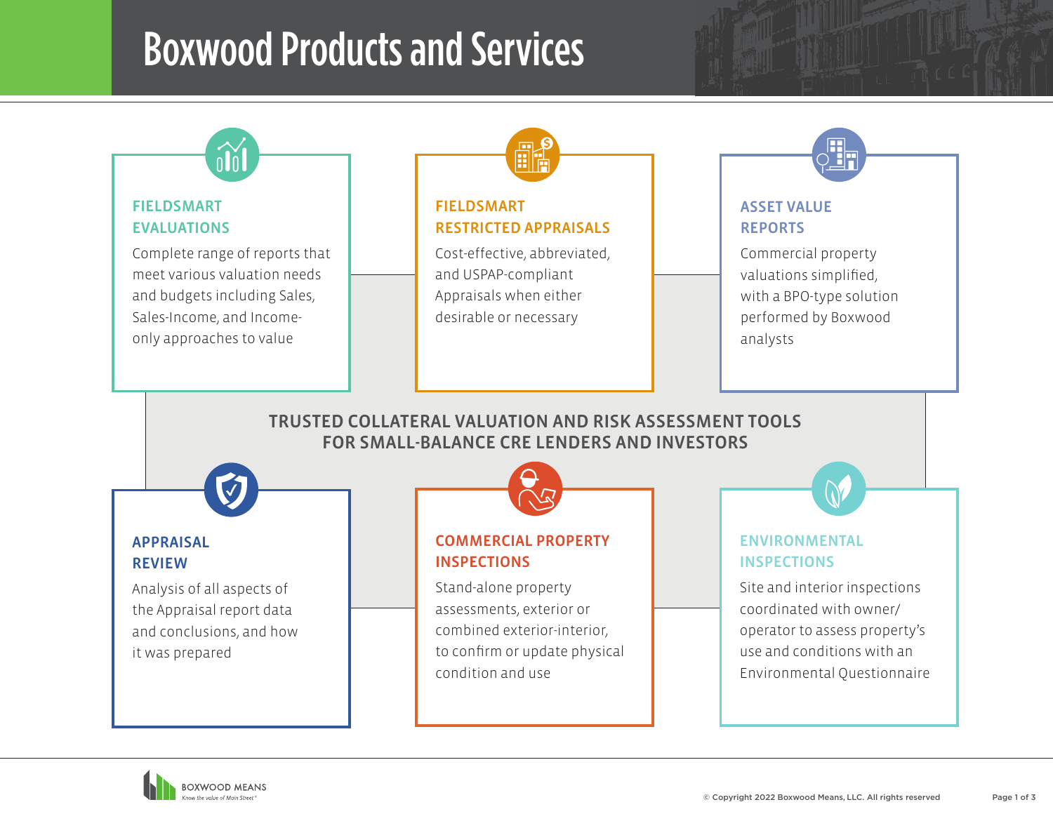# Boxwood Products and Services

### FIELDSMART EVALUATIONS

Complete range of reports that meet various valuation needs and budgets including Sales, Sales-Income, and Income-only approaches to value

### FIELDSMART RESTRICTED APPRAISALS

Cost-effective, abbreviated, and USPAP-compliant Appraisals when either desirable or necessary

### ASSET VALUE REPORTS

Commercial property valuations simplified, with a BPO-type solution performed by Boxwood analysts

## TRUSTED COLLATERAL VALUATION AND RISK ASSESSMENT TOOLS FOR SMALL-BALANCE CRE LENDERS AND INVESTORS

### APPRAISAL REVIEW

Analysis of all aspects of the Appraisal report data and conclusions, and how it was prepared

### COMMERCIAL PROPERTY INSPECTIONS

Stand-alone property assessments, exterior or combined exterior-interior, to confirm or update physical condition and use

### ENVIRONMENTAL INSPECTIONS

Site and interior inspections coordinated with owner/operator to assess property's use and conditions with an Environmental Questionnaire

BOXWOOD MEANS
*Know the value of Main Street®*

© Copyright 2022 Boxwood Means, LLC. All rights reserved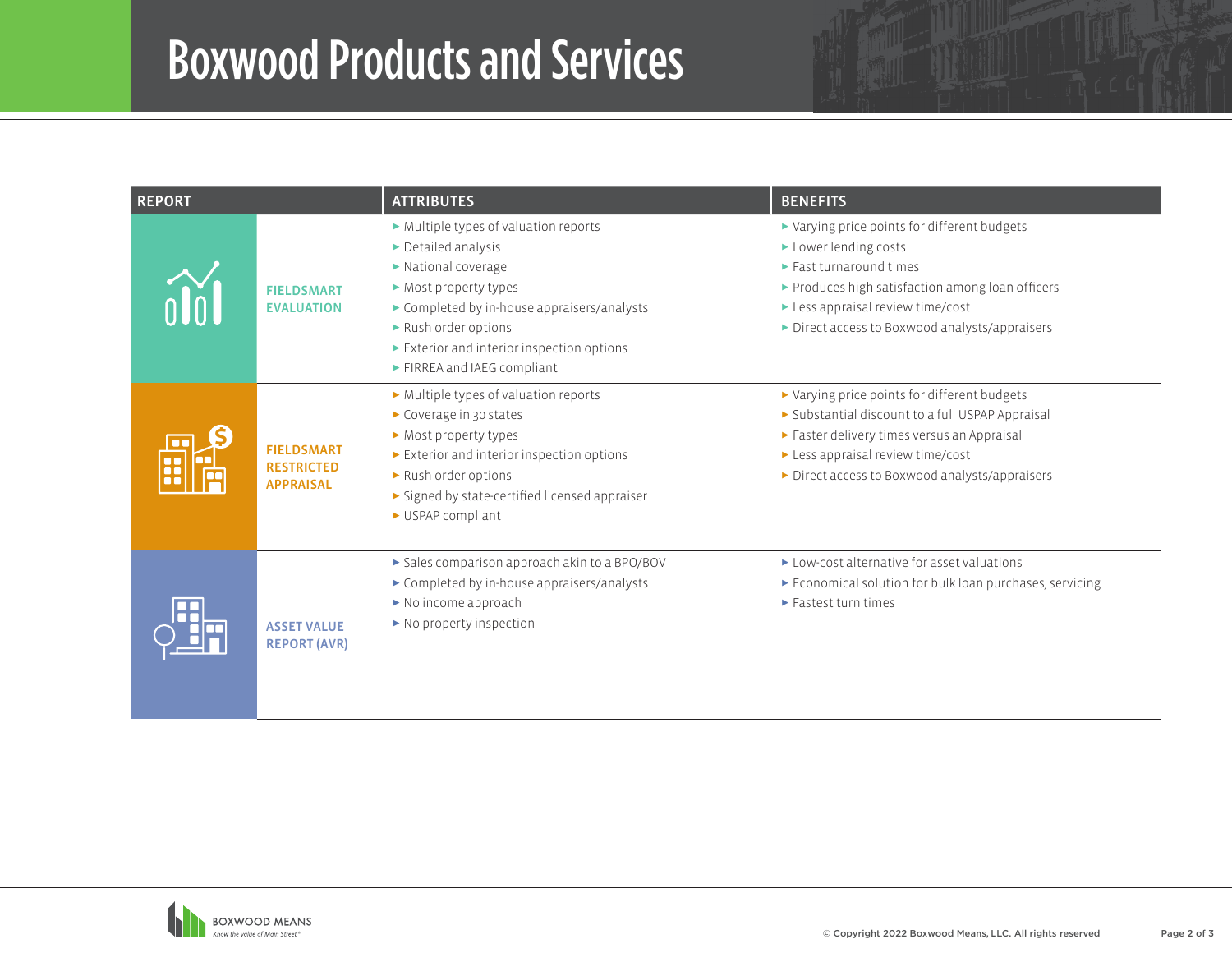# Boxwood Products and Services

| REPORT | ATTRIBUTES | BENEFITS |
|---|---|---|
| FIELDSMART EVALUATION | ▸ Multiple types of valuation reports<br>▸ Detailed analysis<br>▸ National coverage<br>▸ Most property types<br>▸ Completed by in-house appraisers/analysts<br>▸ Rush order options<br>▸ Exterior and interior inspection options<br>▸ FIRREA and IAEG compliant | ▸ Varying price points for different budgets<br>▸ Lower lending costs<br>▸ Fast turnaround times<br>▸ Produces high satisfaction among loan officers<br>▸ Less appraisal review time/cost<br>▸ Direct access to Boxwood analysts/appraisers |
| FIELDSMART RESTRICTED APPRAISAL | ▸ Multiple types of valuation reports<br>▸ Coverage in 30 states<br>▸ Most property types<br>▸ Exterior and interior inspection options<br>▸ Rush order options<br>▸ Signed by state-certified licensed appraiser<br>▸ USPAP compliant | ▸ Varying price points for different budgets<br>▸ Substantial discount to a full USPAP Appraisal<br>▸ Faster delivery times versus an Appraisal<br>▸ Less appraisal review time/cost<br>▸ Direct access to Boxwood analysts/appraisers |
| ASSET VALUE REPORT (AVR) | ▸ Sales comparison approach akin to a BPO/BOV<br>▸ Completed by in-house appraisers/analysts<br>▸ No income approach<br>▸ No property inspection | ▸ Low-cost alternative for asset valuations<br>▸ Economical solution for bulk loan purchases, servicing<br>▸ Fastest turn times |

BOXWOOD MEANS
*Know the value of Main Street®*

© Copyright 2022 Boxwood Means, LLC. All rights reserved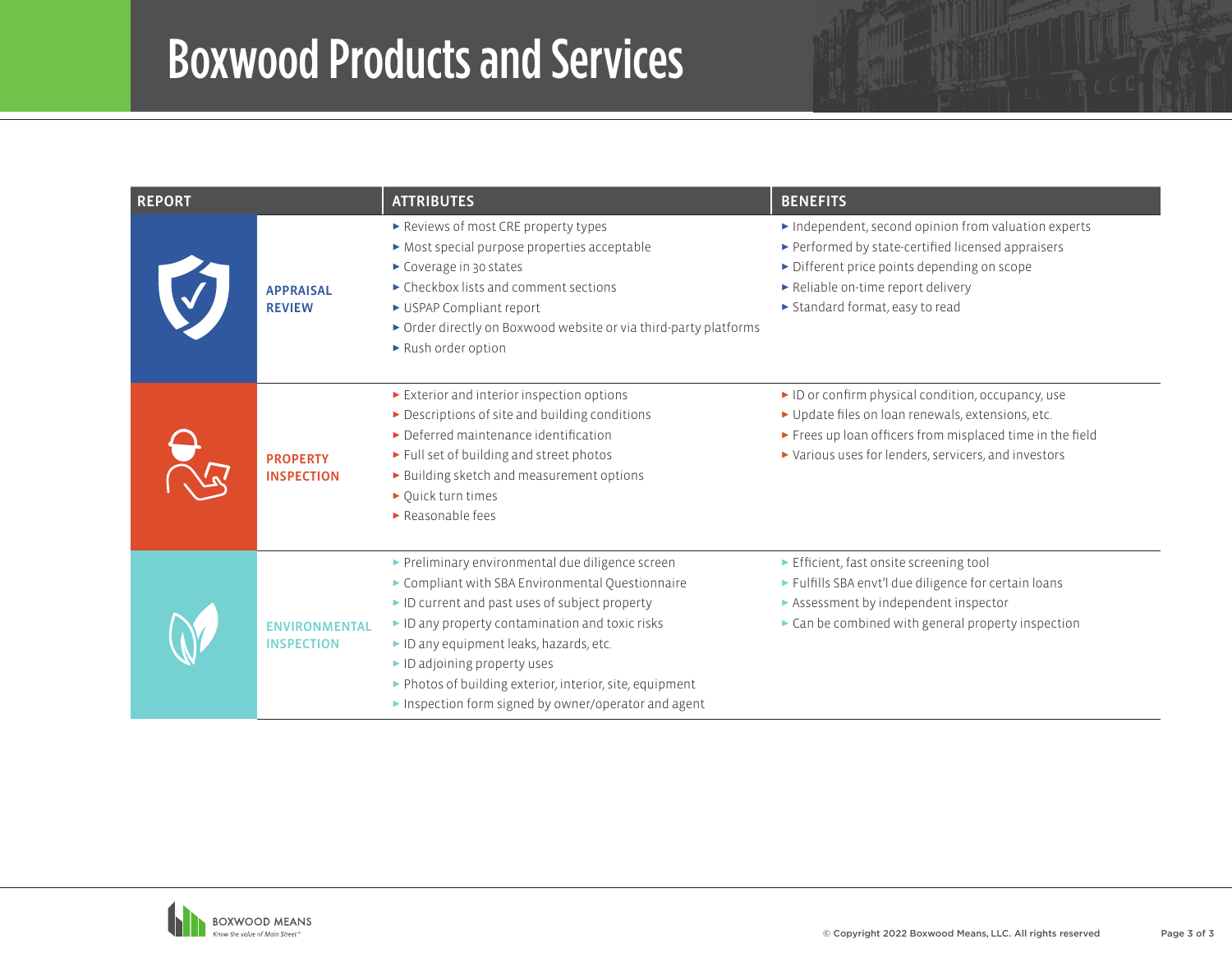# Boxwood Products and Services

| REPORT | ATTRIBUTES | BENEFITS |
|---|---|---|
| **APPRAISAL REVIEW** | ▸ Reviews of most CRE property types<br>▸ Most special purpose properties acceptable<br>▸ Coverage in 30 states<br>▸ Checkbox lists and comment sections<br>▸ USPAP Compliant report<br>▸ Order directly on Boxwood website or via third-party platforms<br>▸ Rush order option | ▸ Independent, second opinion from valuation experts<br>▸ Performed by state-certified licensed appraisers<br>▸ Different price points depending on scope<br>▸ Reliable on-time report delivery<br>▸ Standard format, easy to read |
| **PROPERTY INSPECTION** | ▸ Exterior and interior inspection options<br>▸ Descriptions of site and building conditions<br>▸ Deferred maintenance identification<br>▸ Full set of building and street photos<br>▸ Building sketch and measurement options<br>▸ Quick turn times<br>▸ Reasonable fees | ▸ ID or confirm physical condition, occupancy, use<br>▸ Update files on loan renewals, extensions, etc.<br>▸ Frees up loan officers from misplaced time in the field<br>▸ Various uses for lenders, servicers, and investors |
| **ENVIRONMENTAL INSPECTION** | ▸ Preliminary environmental due diligence screen<br>▸ Compliant with SBA Environmental Questionnaire<br>▸ ID current and past uses of subject property<br>▸ ID any property contamination and toxic risks<br>▸ ID any equipment leaks, hazards, etc.<br>▸ ID adjoining property uses<br>▸ Photos of building exterior, interior, site, equipment<br>▸ Inspection form signed by owner/operator and agent | ▸ Efficient, fast onsite screening tool<br>▸ Fulfills SBA envt'l due diligence for certain loans<br>▸ Assessment by independent inspector<br>▸ Can be combined with general property inspection |

BOXWOOD MEANS
*Know the value of Main Street®*

© Copyright 2022 Boxwood Means, LLC. All rights reserved